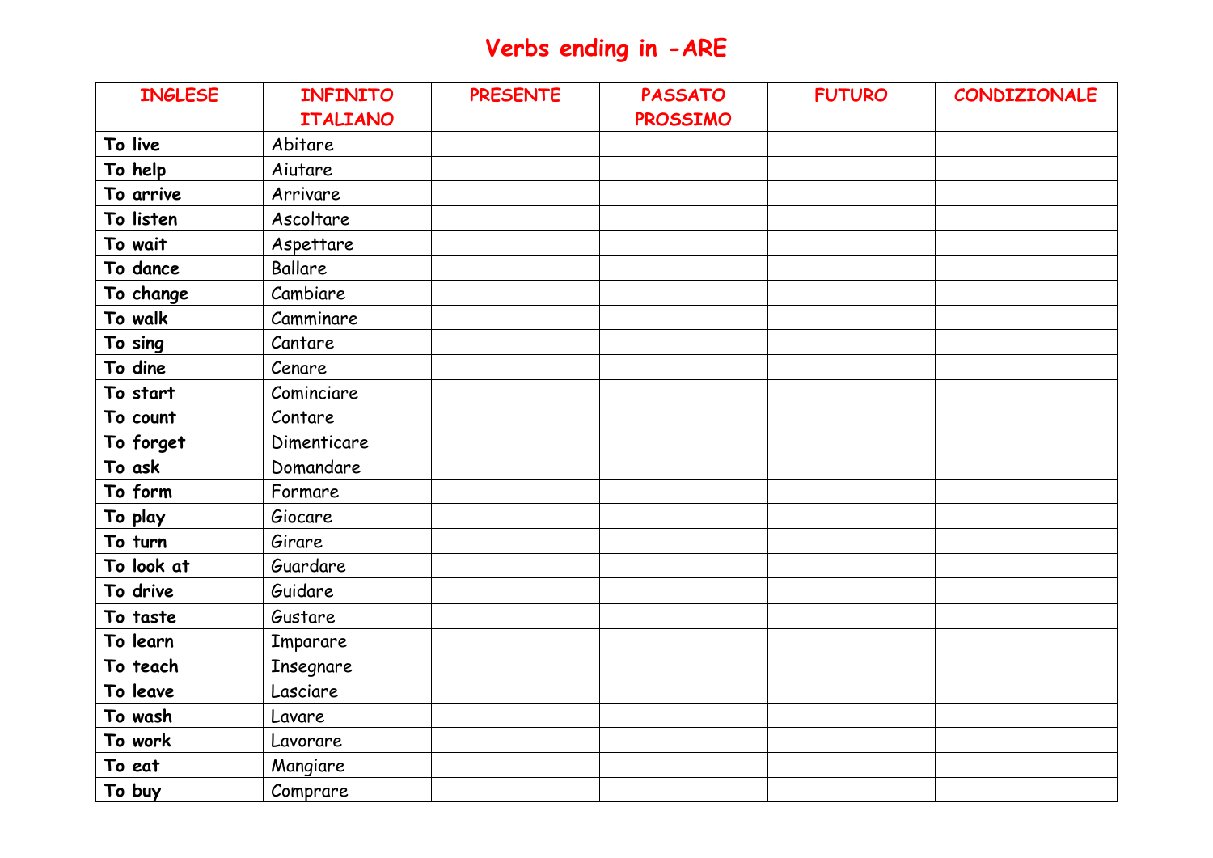# Verbs ending in -ARE

| INGLESE | INFINITO ITALIANO | PRESENTE | PASSATO PROSSIMO | FUTURO | CONDIZIONALE |
|---|---|---|---|---|---|
| **To live** | Abitare | | | | |
| **To help** | Aiutare | | | | |
| **To arrive** | Arrivare | | | | |
| **To listen** | Ascoltare | | | | |
| **To wait** | Aspettare | | | | |
| **To dance** | Ballare | | | | |
| **To change** | Cambiare | | | | |
| **To walk** | Camminare | | | | |
| **To sing** | Cantare | | | | |
| **To dine** | Cenare | | | | |
| **To start** | Cominciare | | | | |
| **To count** | Contare | | | | |
| **To forget** | Dimenticare | | | | |
| **To ask** | Domandare | | | | |
| **To form** | Formare | | | | |
| **To play** | Giocare | | | | |
| **To turn** | Girare | | | | |
| **To look at** | Guardare | | | | |
| **To drive** | Guidare | | | | |
| **To taste** | Gustare | | | | |
| **To learn** | Imparare | | | | |
| **To teach** | Insegnare | | | | |
| **To leave** | Lasciare | | | | |
| **To wash** | Lavare | | | | |
| **To work** | Lavorare | | | | |
| **To eat** | Mangiare | | | | |
| **To buy** | Comprare | | | | |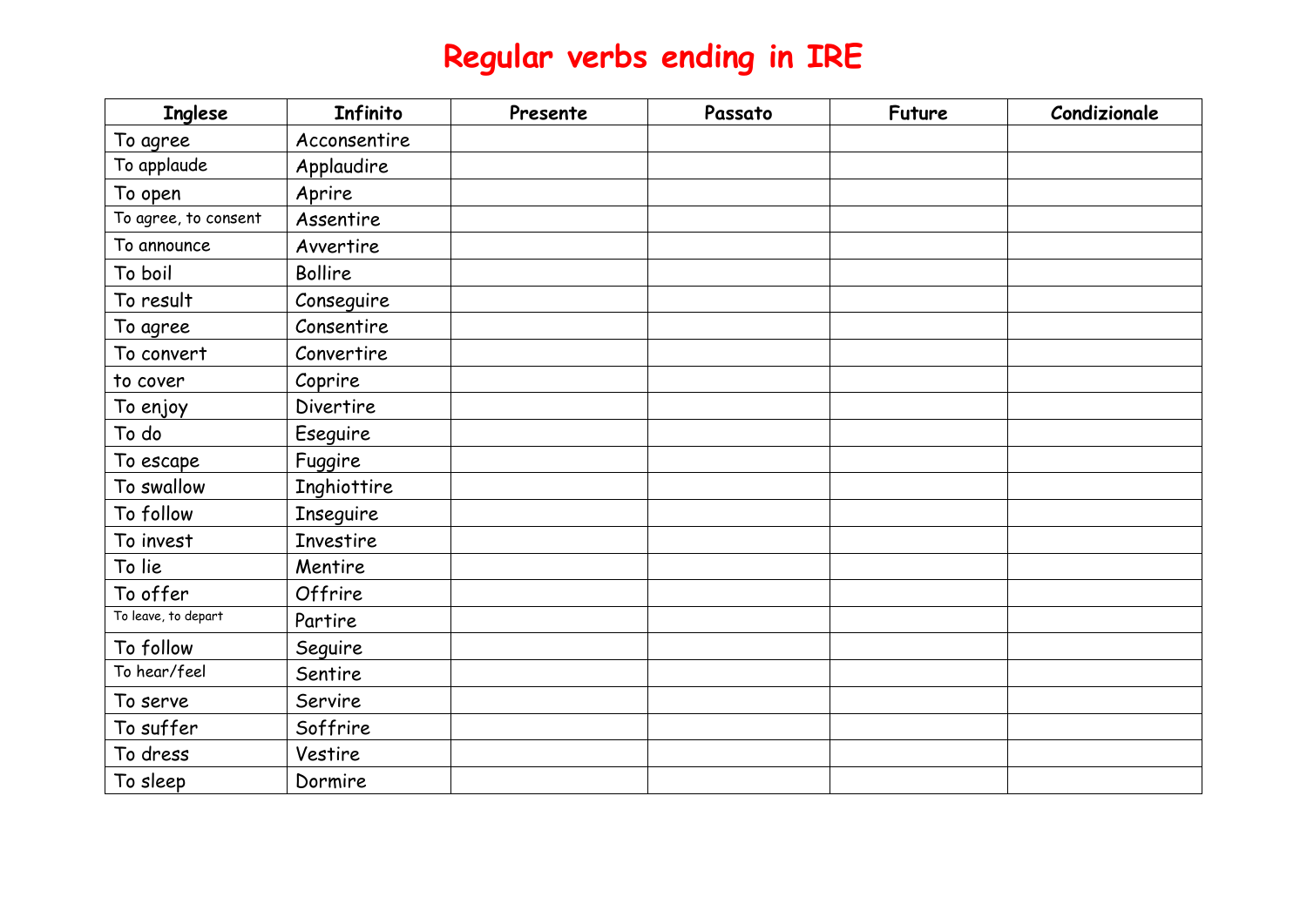# Regular verbs ending in IRE

| Inglese | Infinito | Presente | Passato | Future | Condizionale |
|---|---|---|---|---|---|
| To agree | Acconsentire | | | | |
| To applaude | Applaudire | | | | |
| To open | Aprire | | | | |
| To agree, to consent | Assentire | | | | |
| To announce | Avvertire | | | | |
| To boil | Bollire | | | | |
| To result | Conseguire | | | | |
| To agree | Consentire | | | | |
| To convert | Convertire | | | | |
| to cover | Coprire | | | | |
| To enjoy | Divertire | | | | |
| To do | Eseguire | | | | |
| To escape | Fuggire | | | | |
| To swallow | Inghiottire | | | | |
| To follow | Inseguire | | | | |
| To invest | Investire | | | | |
| To lie | Mentire | | | | |
| To offer | Offrire | | | | |
| To leave, to depart | Partire | | | | |
| To follow | Seguire | | | | |
| To hear/feel | Sentire | | | | |
| To serve | Servire | | | | |
| To suffer | Soffrire | | | | |
| To dress | Vestire | | | | |
| To sleep | Dormire | | | | |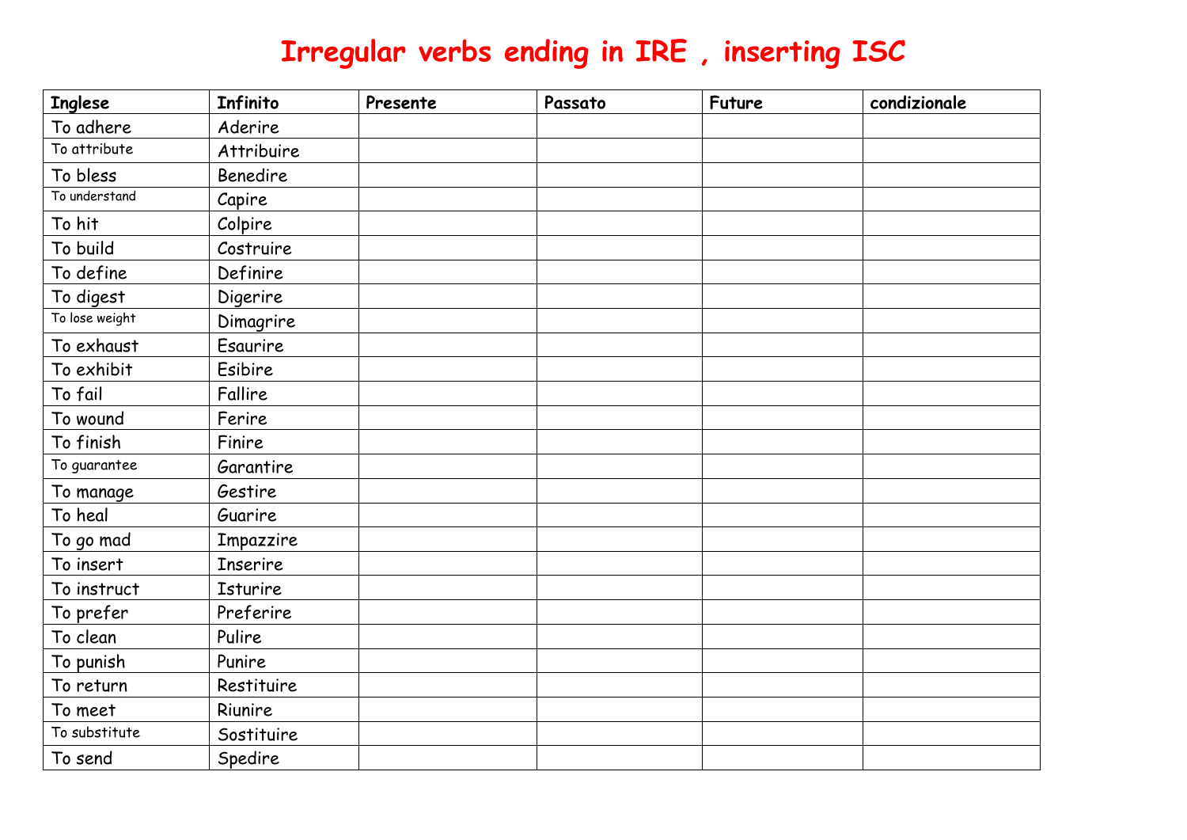# Irregular verbs ending in IRE , inserting ISC

| Inglese | Infinito | Presente | Passato | Future | condizionale |
|---|---|---|---|---|---|
| To adhere | Aderire | | | | |
| To attribute | Attribuire | | | | |
| To bless | Benedire | | | | |
| To understand | Capire | | | | |
| To hit | Colpire | | | | |
| To build | Costruire | | | | |
| To define | Definire | | | | |
| To digest | Digerire | | | | |
| To lose weight | Dimagrire | | | | |
| To exhaust | Esaurire | | | | |
| To exhibit | Esibire | | | | |
| To fail | Fallire | | | | |
| To wound | Ferire | | | | |
| To finish | Finire | | | | |
| To guarantee | Garantire | | | | |
| To manage | Gestire | | | | |
| To heal | Guarire | | | | |
| To go mad | Impazzire | | | | |
| To insert | Inserire | | | | |
| To instruct | Isturire | | | | |
| To prefer | Preferire | | | | |
| To clean | Pulire | | | | |
| To punish | Punire | | | | |
| To return | Restituire | | | | |
| To meet | Riunire | | | | |
| To substitute | Sostituire | | | | |
| To send | Spedire | | | | |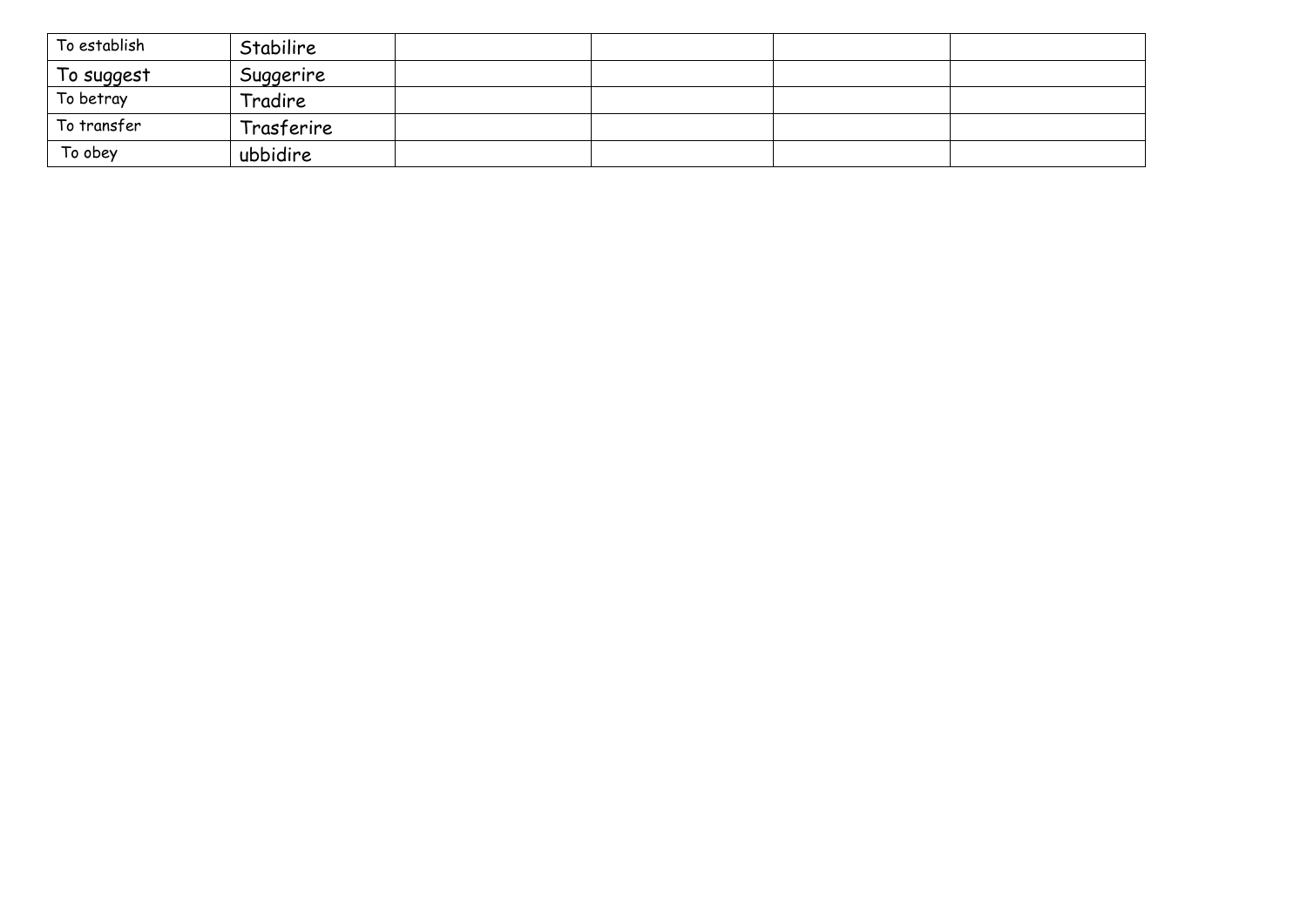| | | | | | |
|---|---|---|---|---|---|
| To establish | Stabilire | | | | |
| To suggest | Suggerire | | | | |
| To betray | Tradire | | | | |
| To transfer | Trasferire | | | | |
| To obey | ubbidire | | | | |